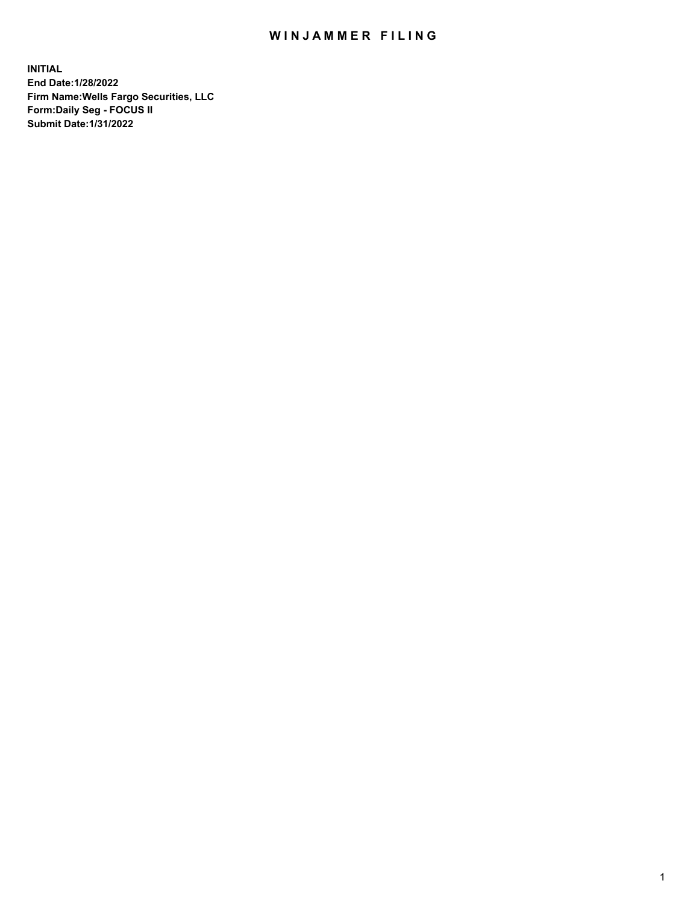# WINJAMMER FILING

**INITIAL**
**End Date:1/28/2022**
**Firm Name:Wells Fargo Securities, LLC**
**Form:Daily Seg - FOCUS II**
**Submit Date:1/31/2022**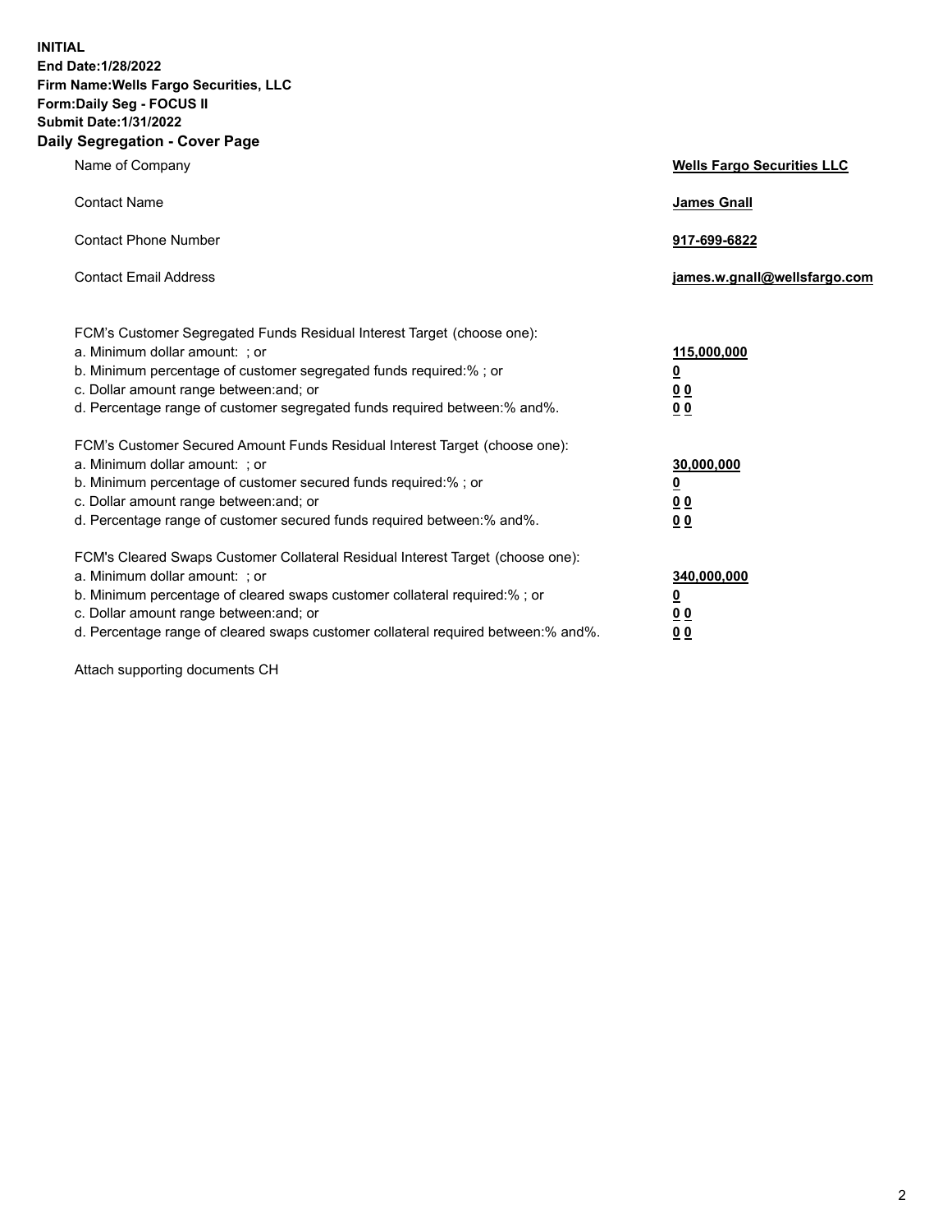**INITIAL**
**End Date:1/28/2022**
**Firm Name:Wells Fargo Securities, LLC**
**Form:Daily Seg - FOCUS II**
**Submit Date:1/31/2022**

## Daily Segregation - Cover Page

| | |
|---|---|
| Name of Company | **Wells Fargo Securities LLC** |
| Contact Name | **James Gnall** |
| Contact Phone Number | **917-699-6822** |
| Contact Email Address | **james.w.gnall@wellsfargo.com** |
| FCM's Customer Segregated Funds Residual Interest Target (choose one): | |
| a. Minimum dollar amount: ; or | **115,000,000** |
| b. Minimum percentage of customer segregated funds required:% ; or | **0** |
| c. Dollar amount range between:and; or | **0 0** |
| d. Percentage range of customer segregated funds required between:% and%. | **0 0** |
| FCM's Customer Secured Amount Funds Residual Interest Target (choose one): | |
| a. Minimum dollar amount: ; or | **30,000,000** |
| b. Minimum percentage of customer secured funds required:% ; or | **0** |
| c. Dollar amount range between:and; or | **0 0** |
| d. Percentage range of customer secured funds required between:% and%. | **0 0** |
| FCM's Cleared Swaps Customer Collateral Residual Interest Target (choose one): | |
| a. Minimum dollar amount: ; or | **340,000,000** |
| b. Minimum percentage of cleared swaps customer collateral required:% ; or | **0** |
| c. Dollar amount range between:and; or | **0 0** |
| d. Percentage range of cleared swaps customer collateral required between:% and%. | **0 0** |

Attach supporting documents CH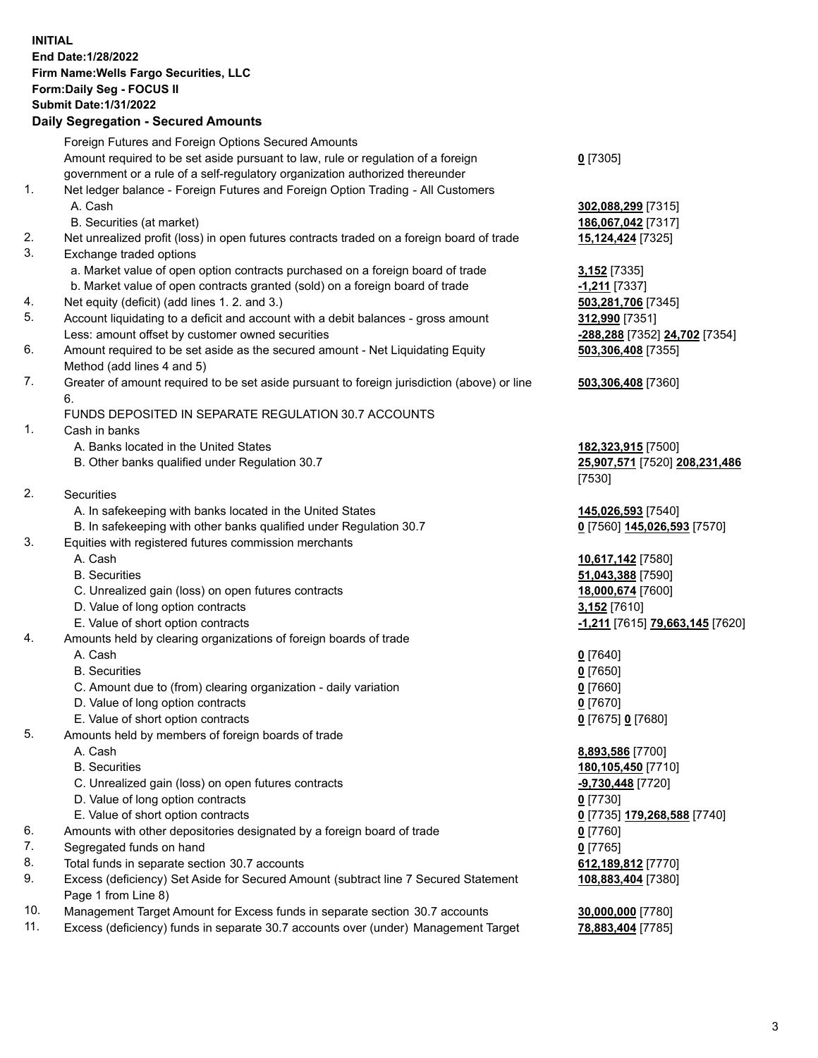**INITIAL**
**End Date:1/28/2022**
**Firm Name:Wells Fargo Securities, LLC**
**Form:Daily Seg - FOCUS II**
**Submit Date:1/31/2022**
**Daily Segregation - Secured Amounts**

| | | |
|---|---|---|
| | Foreign Futures and Foreign Options Secured Amounts | |
| | Amount required to be set aside pursuant to law, rule or regulation of a foreign government or a rule of a self-regulatory organization authorized thereunder | **0** [7305] |
| 1. | Net ledger balance - Foreign Futures and Foreign Option Trading - All Customers | |
| | A. Cash | **302,088,299** [7315] |
| | B. Securities (at market) | **186,067,042** [7317] |
| 2. | Net unrealized profit (loss) in open futures contracts traded on a foreign board of trade | **15,124,424** [7325] |
| 3. | Exchange traded options | |
| | a. Market value of open option contracts purchased on a foreign board of trade | **3,152** [7335] |
| | b. Market value of open contracts granted (sold) on a foreign board of trade | **-1,211** [7337] |
| 4. | Net equity (deficit) (add lines 1. 2. and 3.) | **503,281,706** [7345] |
| 5. | Account liquidating to a deficit and account with a debit balances - gross amount | **312,990** [7351] |
| | Less: amount offset by customer owned securities | **-288,288** [7352] **24,702** [7354] |
| 6. | Amount required to be set aside as the secured amount - Net Liquidating Equity Method (add lines 4 and 5) | **503,306,408** [7355] |
| 7. | Greater of amount required to be set aside pursuant to foreign jurisdiction (above) or line 6. | **503,306,408** [7360] |
| | FUNDS DEPOSITED IN SEPARATE REGULATION 30.7 ACCOUNTS | |
| 1. | Cash in banks | |
| | A. Banks located in the United States | **182,323,915** [7500] |
| | B. Other banks qualified under Regulation 30.7 | **25,907,571** [7520] **208,231,486** [7530] |
| 2. | Securities | |
| | A. In safekeeping with banks located in the United States | **145,026,593** [7540] |
| | B. In safekeeping with other banks qualified under Regulation 30.7 | **0** [7560] **145,026,593** [7570] |
| 3. | Equities with registered futures commission merchants | |
| | A. Cash | **10,617,142** [7580] |
| | B. Securities | **51,043,388** [7590] |
| | C. Unrealized gain (loss) on open futures contracts | **18,000,674** [7600] |
| | D. Value of long option contracts | **3,152** [7610] |
| | E. Value of short option contracts | **-1,211** [7615] **79,663,145** [7620] |
| 4. | Amounts held by clearing organizations of foreign boards of trade | |
| | A. Cash | **0** [7640] |
| | B. Securities | **0** [7650] |
| | C. Amount due to (from) clearing organization - daily variation | **0** [7660] |
| | D. Value of long option contracts | **0** [7670] |
| | E. Value of short option contracts | **0** [7675] **0** [7680] |
| 5. | Amounts held by members of foreign boards of trade | |
| | A. Cash | **8,893,586** [7700] |
| | B. Securities | **180,105,450** [7710] |
| | C. Unrealized gain (loss) on open futures contracts | **-9,730,448** [7720] |
| | D. Value of long option contracts | **0** [7730] |
| | E. Value of short option contracts | **0** [7735] **179,268,588** [7740] |
| 6. | Amounts with other depositories designated by a foreign board of trade | **0** [7760] |
| 7. | Segregated funds on hand | **0** [7765] |
| 8. | Total funds in separate section 30.7 accounts | **612,189,812** [7770] |
| 9. | Excess (deficiency) Set Aside for Secured Amount (subtract line 7 Secured Statement Page 1 from Line 8) | **108,883,404** [7380] |
| 10. | Management Target Amount for Excess funds in separate section 30.7 accounts | **30,000,000** [7780] |
| 11. | Excess (deficiency) funds in separate 30.7 accounts over (under) Management Target | **78,883,404** [7785] |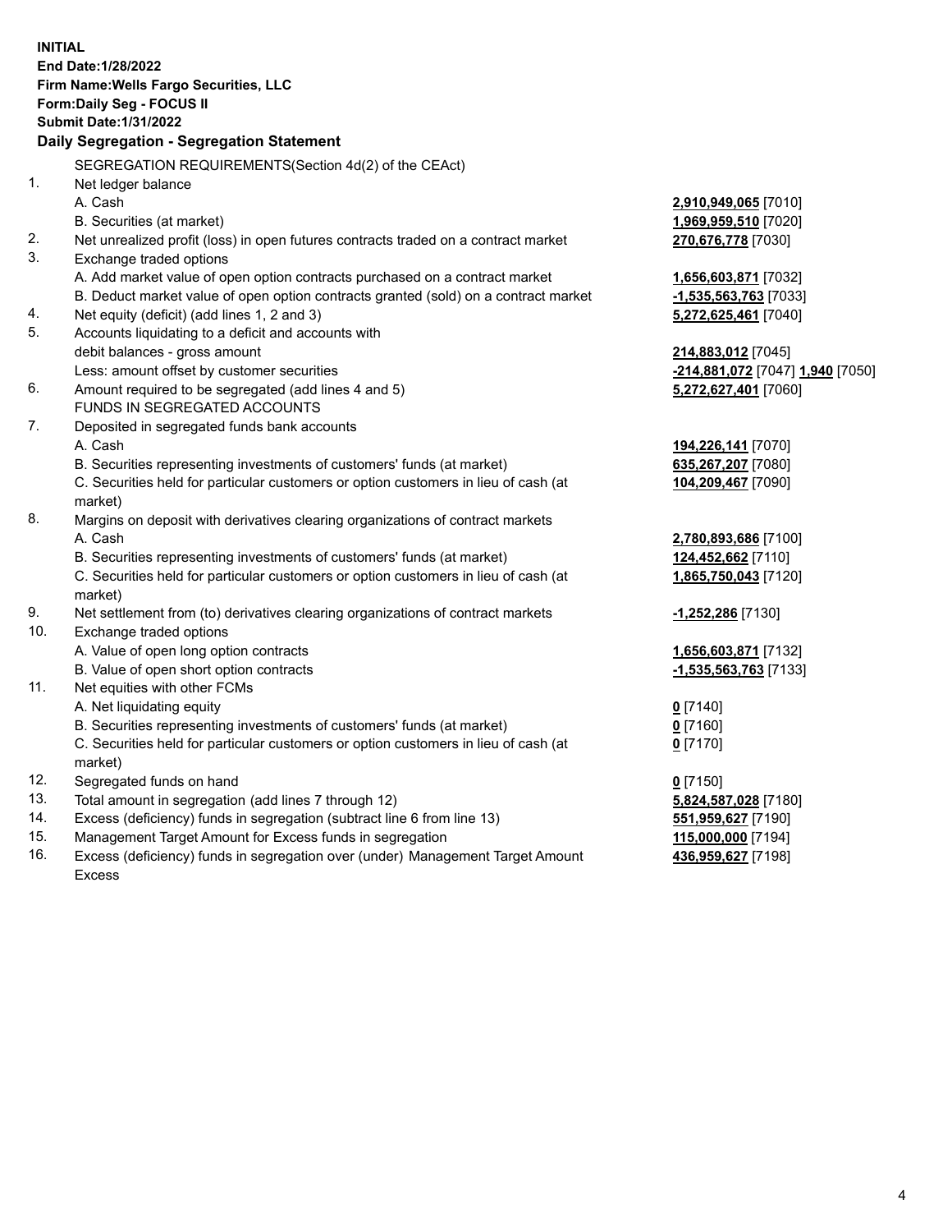**INITIAL**
**End Date:1/28/2022**
**Firm Name:Wells Fargo Securities, LLC**
**Form:Daily Seg - FOCUS II**
**Submit Date:1/31/2022**

### Daily Segregation - Segregation Statement

SEGREGATION REQUIREMENTS(Section 4d(2) of the CEAct)

| | | |
|---|---|---|
| 1. | Net ledger balance | |
| | A. Cash | **2,910,949,065** [7010] |
| | B. Securities (at market) | **1,969,959,510** [7020] |
| 2. | Net unrealized profit (loss) in open futures contracts traded on a contract market | **270,676,778** [7030] |
| 3. | Exchange traded options | |
| | A. Add market value of open option contracts purchased on a contract market | **1,656,603,871** [7032] |
| | B. Deduct market value of open option contracts granted (sold) on a contract market | **-1,535,563,763** [7033] |
| 4. | Net equity (deficit) (add lines 1, 2 and 3) | **5,272,625,461** [7040] |
| 5. | Accounts liquidating to a deficit and accounts with | |
| | debit balances - gross amount | **214,883,012** [7045] |
| | Less: amount offset by customer securities | **-214,881,072** [7047] **1,940** [7050] |
| 6. | Amount required to be segregated (add lines 4 and 5) | **5,272,627,401** [7060] |
| | FUNDS IN SEGREGATED ACCOUNTS | |
| 7. | Deposited in segregated funds bank accounts | |
| | A. Cash | **194,226,141** [7070] |
| | B. Securities representing investments of customers' funds (at market) | **635,267,207** [7080] |
| | C. Securities held for particular customers or option customers in lieu of cash (at market) | **104,209,467** [7090] |
| 8. | Margins on deposit with derivatives clearing organizations of contract markets | |
| | A. Cash | **2,780,893,686** [7100] |
| | B. Securities representing investments of customers' funds (at market) | **124,452,662** [7110] |
| | C. Securities held for particular customers or option customers in lieu of cash (at market) | **1,865,750,043** [7120] |
| 9. | Net settlement from (to) derivatives clearing organizations of contract markets | **-1,252,286** [7130] |
| 10. | Exchange traded options | |
| | A. Value of open long option contracts | **1,656,603,871** [7132] |
| | B. Value of open short option contracts | **-1,535,563,763** [7133] |
| 11. | Net equities with other FCMs | |
| | A. Net liquidating equity | **0** [7140] |
| | B. Securities representing investments of customers' funds (at market) | **0** [7160] |
| | C. Securities held for particular customers or option customers in lieu of cash (at market) | **0** [7170] |
| 12. | Segregated funds on hand | **0** [7150] |
| 13. | Total amount in segregation (add lines 7 through 12) | **5,824,587,028** [7180] |
| 14. | Excess (deficiency) funds in segregation (subtract line 6 from line 13) | **551,959,627** [7190] |
| 15. | Management Target Amount for Excess funds in segregation | **115,000,000** [7194] |
| 16. | Excess (deficiency) funds in segregation over (under) Management Target Amount Excess | **436,959,627** [7198] |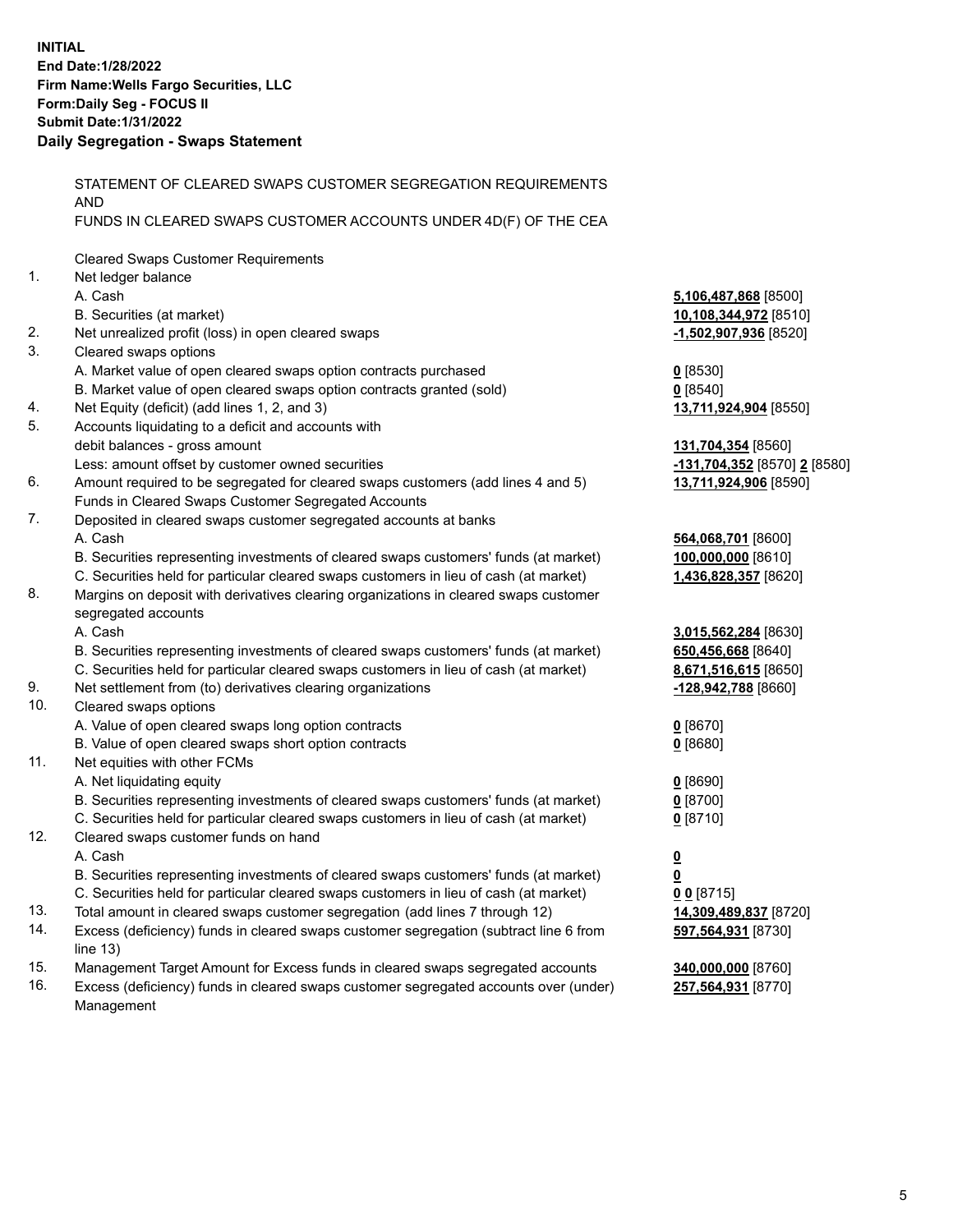**INITIAL**
**End Date:1/28/2022**
**Firm Name:Wells Fargo Securities, LLC**
**Form:Daily Seg - FOCUS II**
**Submit Date:1/31/2022**
**Daily Segregation - Swaps Statement**

STATEMENT OF CLEARED SWAPS CUSTOMER SEGREGATION REQUIREMENTS AND FUNDS IN CLEARED SWAPS CUSTOMER ACCOUNTS UNDER 4D(F) OF THE CEA

| | | |
|---|---|---|
| | Cleared Swaps Customer Requirements | |
| 1. | Net ledger balance | |
| | A. Cash | **5,106,487,868** [8500] |
| | B. Securities (at market) | **10,108,344,972** [8510] |
| 2. | Net unrealized profit (loss) in open cleared swaps | **-1,502,907,936** [8520] |
| 3. | Cleared swaps options | |
| | A. Market value of open cleared swaps option contracts purchased | **0** [8530] |
| | B. Market value of open cleared swaps option contracts granted (sold) | **0** [8540] |
| 4. | Net Equity (deficit) (add lines 1, 2, and 3) | **13,711,924,904** [8550] |
| 5. | Accounts liquidating to a deficit and accounts with debit balances - gross amount | **131,704,354** [8560] |
| | Less: amount offset by customer owned securities | **-131,704,352** [8570] **2** [8580] |
| 6. | Amount required to be segregated for cleared swaps customers (add lines 4 and 5) | **13,711,924,906** [8590] |
| | Funds in Cleared Swaps Customer Segregated Accounts | |
| 7. | Deposited in cleared swaps customer segregated accounts at banks | |
| | A. Cash | **564,068,701** [8600] |
| | B. Securities representing investments of cleared swaps customers' funds (at market) | **100,000,000** [8610] |
| | C. Securities held for particular cleared swaps customers in lieu of cash (at market) | **1,436,828,357** [8620] |
| 8. | Margins on deposit with derivatives clearing organizations in cleared swaps customer segregated accounts | |
| | A. Cash | **3,015,562,284** [8630] |
| | B. Securities representing investments of cleared swaps customers' funds (at market) | **650,456,668** [8640] |
| | C. Securities held for particular cleared swaps customers in lieu of cash (at market) | **8,671,516,615** [8650] |
| 9. | Net settlement from (to) derivatives clearing organizations | **-128,942,788** [8660] |
| 10. | Cleared swaps options | |
| | A. Value of open cleared swaps long option contracts | **0** [8670] |
| | B. Value of open cleared swaps short option contracts | **0** [8680] |
| 11. | Net equities with other FCMs | |
| | A. Net liquidating equity | **0** [8690] |
| | B. Securities representing investments of cleared swaps customers' funds (at market) | **0** [8700] |
| | C. Securities held for particular cleared swaps customers in lieu of cash (at market) | **0** [8710] |
| 12. | Cleared swaps customer funds on hand | |
| | A. Cash | **0** |
| | B. Securities representing investments of cleared swaps customers' funds (at market) | **0** |
| | C. Securities held for particular cleared swaps customers in lieu of cash (at market) | **0** **0** [8715] |
| 13. | Total amount in cleared swaps customer segregation (add lines 7 through 12) | **14,309,489,837** [8720] |
| 14. | Excess (deficiency) funds in cleared swaps customer segregation (subtract line 6 from line 13) | **597,564,931** [8730] |
| 15. | Management Target Amount for Excess funds in cleared swaps segregated accounts | **340,000,000** [8760] |
| 16. | Excess (deficiency) funds in cleared swaps customer segregated accounts over (under) Management | **257,564,931** [8770] |